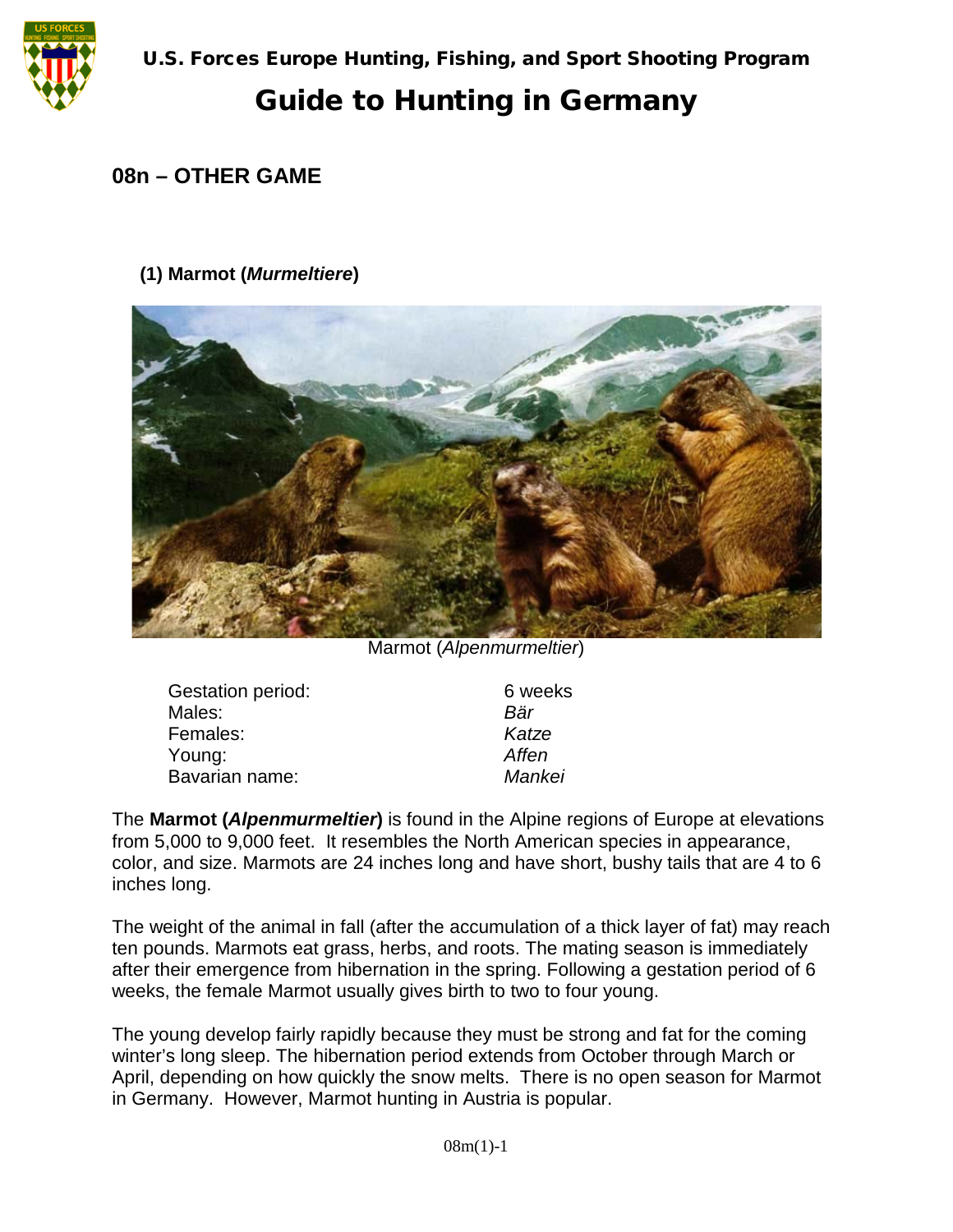U.S. Forces Europe Hunting, Fishing, and Sport Shooting Program

# Guide to Hunting in Germany

## 08n – OTHER GAME

### (1) Marmot (*Murmeltiere*)

Marmot (*Alpenmurmeltier*)

| | |
|---|---|
| Gestation period: | 6 weeks |
| Males: | *Bär* |
| Females: | *Katze* |
| Young: | *Affen* |
| Bavarian name: | *Mankei* |

The **Marmot (*Alpenmurmeltier*)** is found in the Alpine regions of Europe at elevations from 5,000 to 9,000 feet. It resembles the North American species in appearance, color, and size. Marmots are 24 inches long and have short, bushy tails that are 4 to 6 inches long.

The weight of the animal in fall (after the accumulation of a thick layer of fat) may reach ten pounds. Marmots eat grass, herbs, and roots. The mating season is immediately after their emergence from hibernation in the spring. Following a gestation period of 6 weeks, the female Marmot usually gives birth to two to four young.

The young develop fairly rapidly because they must be strong and fat for the coming winter's long sleep. The hibernation period extends from October through March or April, depending on how quickly the snow melts. There is no open season for Marmot in Germany. However, Marmot hunting in Austria is popular.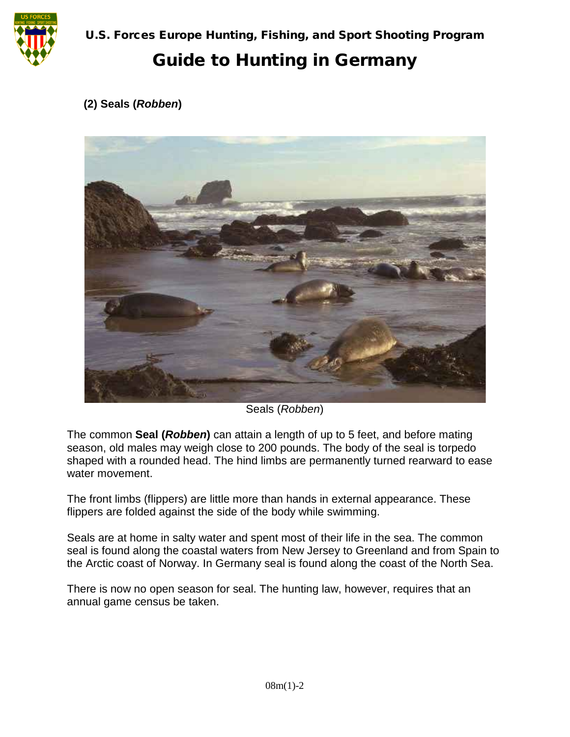### (2) Seals (*Robben*)

Seals (*Robben*)

The common **Seal (*Robben*)** can attain a length of up to 5 feet, and before mating season, old males may weigh close to 200 pounds. The body of the seal is torpedo shaped with a rounded head. The hind limbs are permanently turned rearward to ease water movement.

The front limbs (flippers) are little more than hands in external appearance. These flippers are folded against the side of the body while swimming.

Seals are at home in salty water and spent most of their life in the sea. The common seal is found along the coastal waters from New Jersey to Greenland and from Spain to the Arctic coast of Norway. In Germany seal is found along the coast of the North Sea.

There is now no open season for seal. The hunting law, however, requires that an annual game census be taken.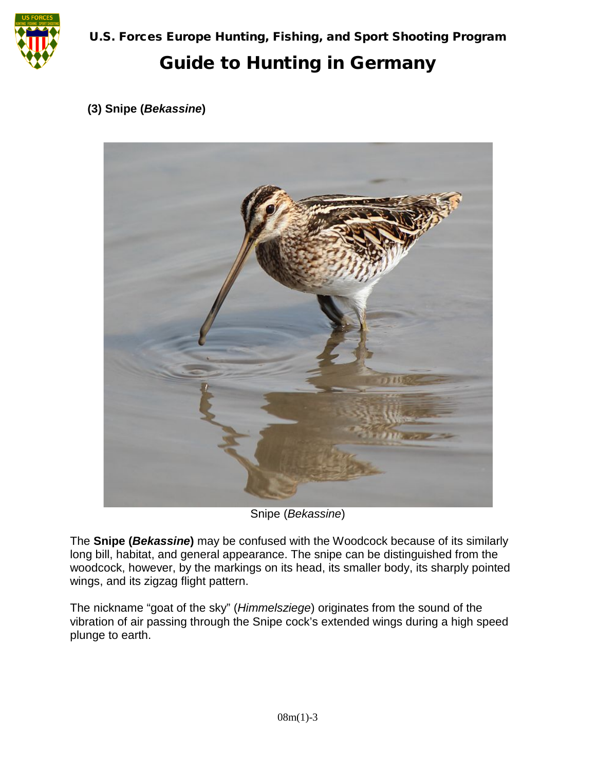### (3) Snipe (***Bekassine***)

Snipe (*Bekassine*)

The **Snipe (*Bekassine*)** may be confused with the Woodcock because of its similarly long bill, habitat, and general appearance. The snipe can be distinguished from the woodcock, however, by the markings on its head, its smaller body, its sharply pointed wings, and its zigzag flight pattern.

The nickname "goat of the sky" (*Himmelsziege*) originates from the sound of the vibration of air passing through the Snipe cock's extended wings during a high speed plunge to earth.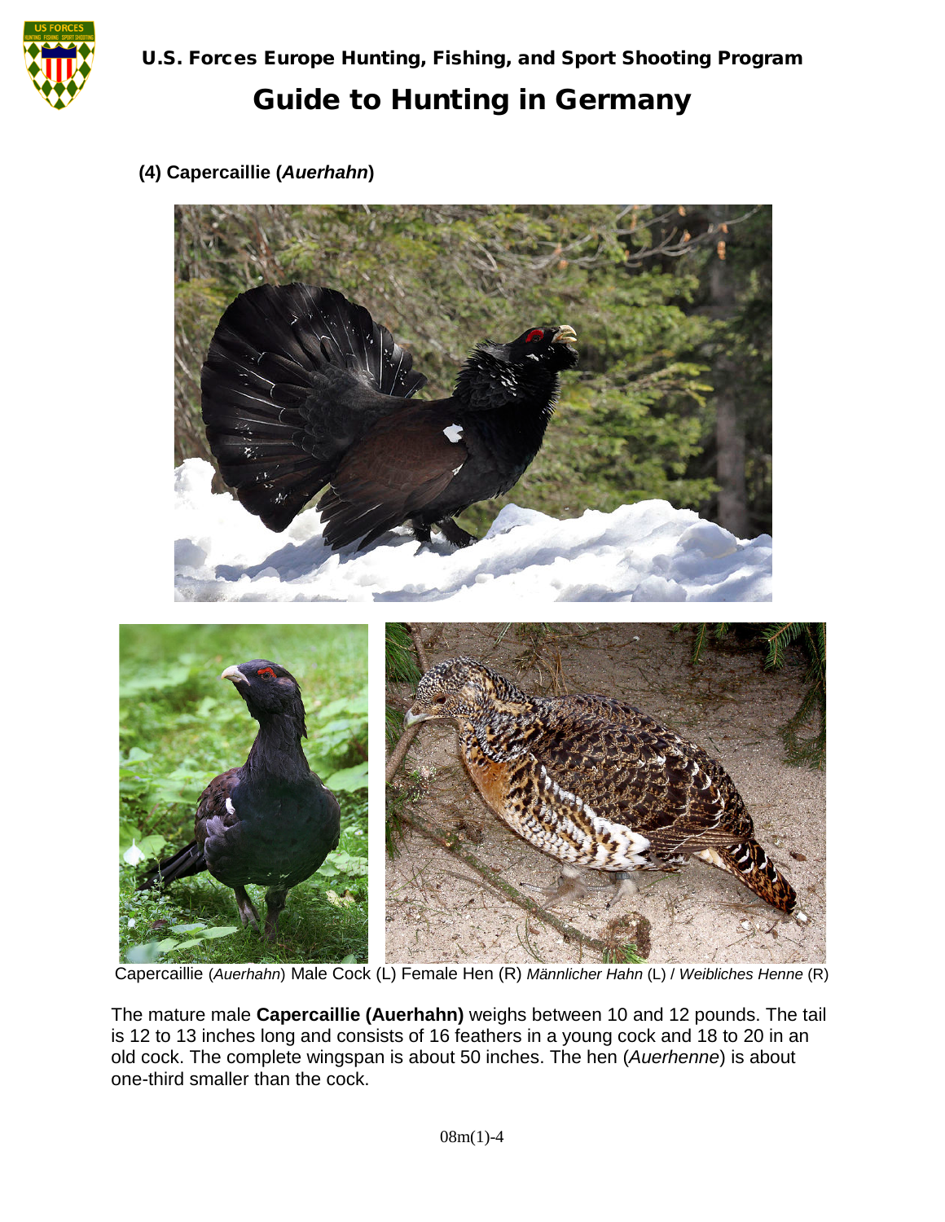**(4) Capercaillie (*Auerhahn*)**

Capercaillie (*Auerhahn*) Male Cock (L) Female Hen (R) *Männlicher Hahn* (L) / *Weibliches Henne* (R)

The mature male **Capercaillie (Auerhahn)** weighs between 10 and 12 pounds. The tail is 12 to 13 inches long and consists of 16 feathers in a young cock and 18 to 20 in an old cock. The complete wingspan is about 50 inches. The hen (*Auerhenne*) is about one-third smaller than the cock.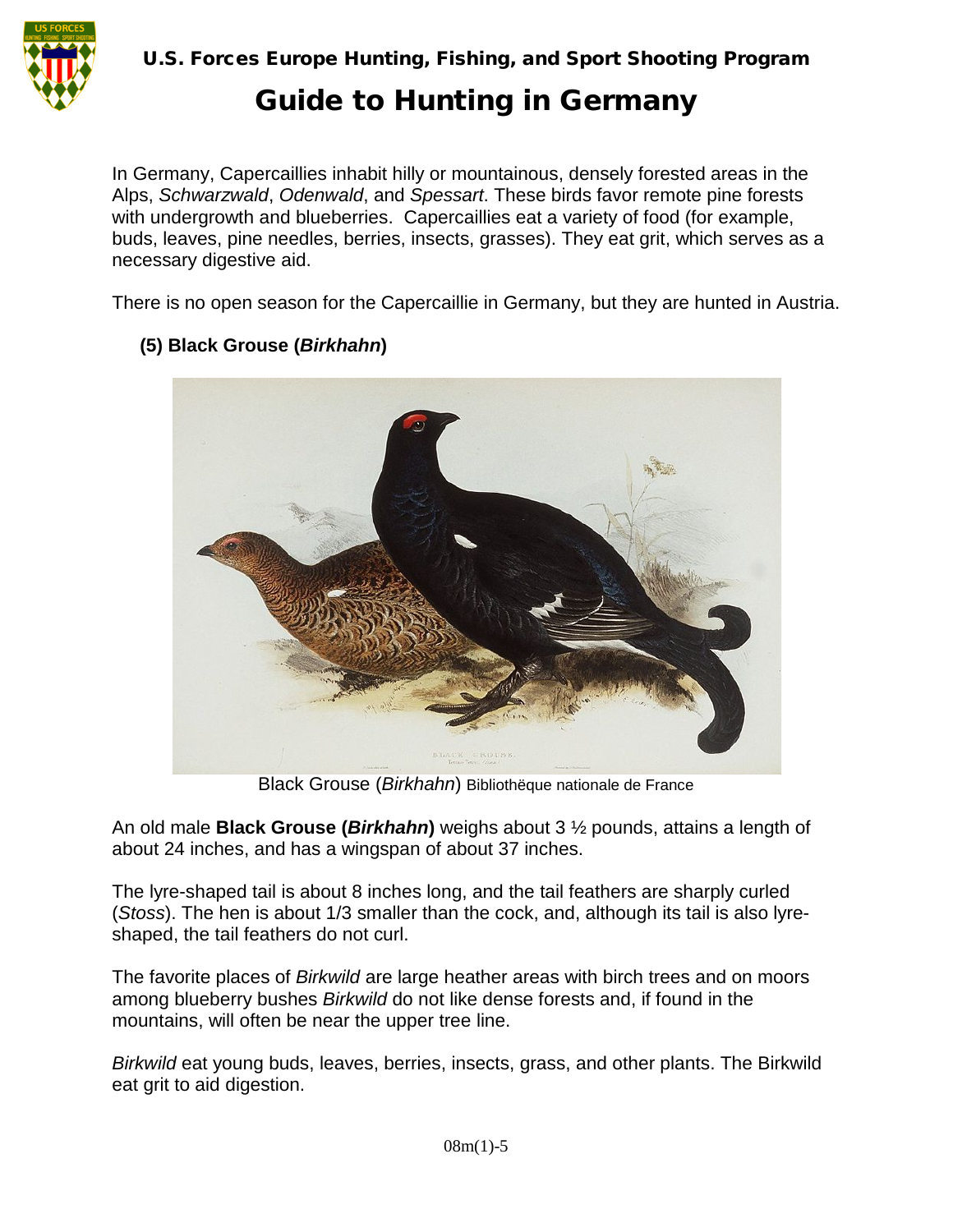In Germany, Capercaillies inhabit hilly or mountainous, densely forested areas in the Alps, *Schwarzwald*, *Odenwald*, and *Spessart*. These birds favor remote pine forests with undergrowth and blueberries. Capercaillies eat a variety of food (for example, buds, leaves, pine needles, berries, insects, grasses). They eat grit, which serves as a necessary digestive aid.

There is no open season for the Capercaillie in Germany, but they are hunted in Austria.

### (5) Black Grouse (*Birkhahn*)

Black Grouse (*Birkhahn*) Bibliothëque nationale de France

An old male **Black Grouse (*Birkhahn*)** weighs about 3 ½ pounds, attains a length of about 24 inches, and has a wingspan of about 37 inches.

The lyre-shaped tail is about 8 inches long, and the tail feathers are sharply curled (*Stoss*). The hen is about 1/3 smaller than the cock, and, although its tail is also lyre-shaped, the tail feathers do not curl.

The favorite places of *Birkwild* are large heather areas with birch trees and on moors among blueberry bushes *Birkwild* do not like dense forests and, if found in the mountains, will often be near the upper tree line.

*Birkwild* eat young buds, leaves, berries, insects, grass, and other plants. The Birkwild eat grit to aid digestion.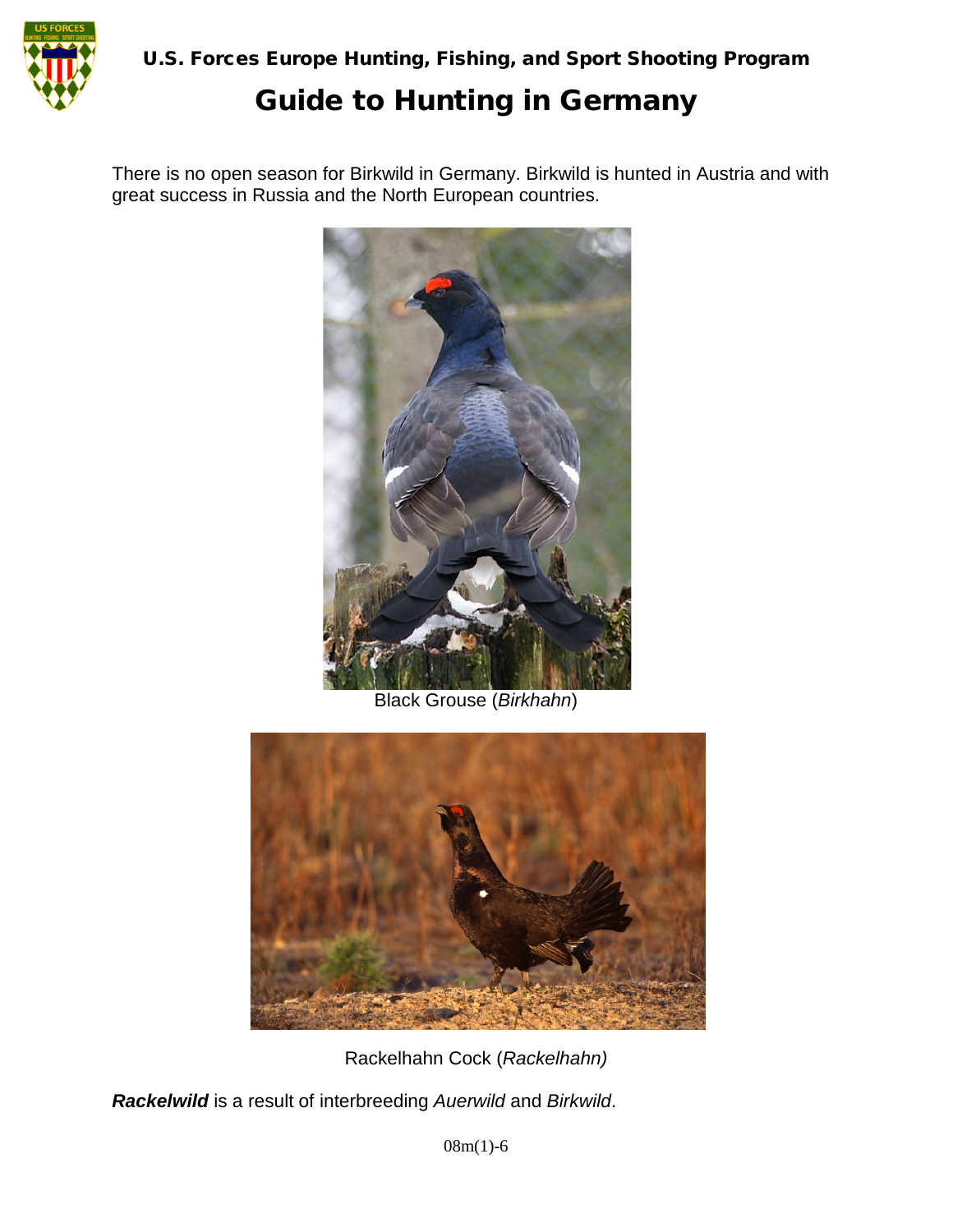There is no open season for Birkwild in Germany. Birkwild is hunted in Austria and with great success in Russia and the North European countries.

Black Grouse (*Birkhahn*)

Rackelhahn Cock (*Rackelhahn)*

***Rackelwild*** is a result of interbreeding *Auerwild* and *Birkwild*.